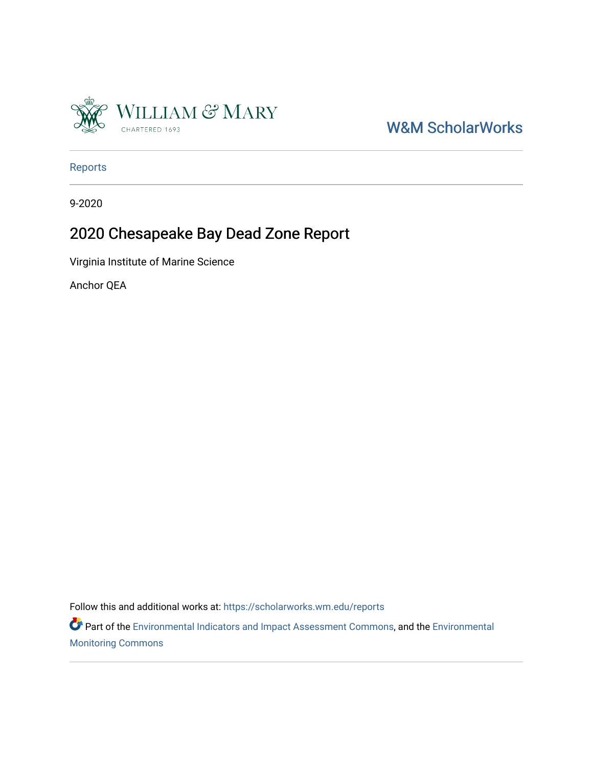William & Mary

CHARTERED 1693

W&M ScholarWorks

Reports

9-2020

# 2020 Chesapeake Bay Dead Zone Report

Virginia Institute of Marine Science

Anchor QEA

Follow this and additional works at: https://scholarworks.wm.edu/reports

Part of the Environmental Indicators and Impact Assessment Commons, and the Environmental Monitoring Commons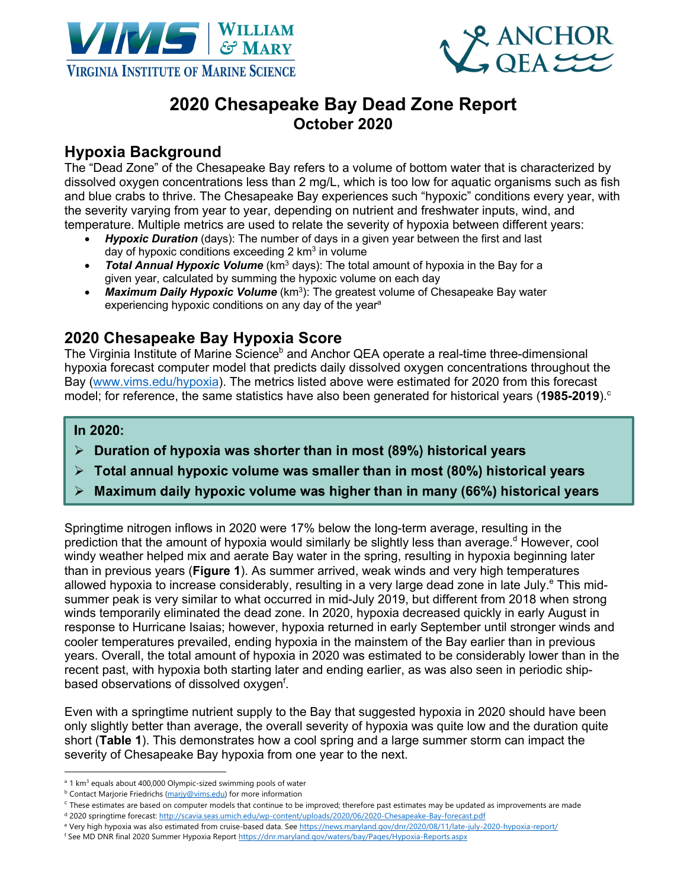# 2020 Chesapeake Bay Dead Zone Report

## October 2020

## Hypoxia Background

The "Dead Zone" of the Chesapeake Bay refers to a volume of bottom water that is characterized by dissolved oxygen concentrations less than 2 mg/L, which is too low for aquatic organisms such as fish and blue crabs to thrive. The Chesapeake Bay experiences such "hypoxic" conditions every year, with the severity varying from year to year, depending on nutrient and freshwater inputs, wind, and temperature. Multiple metrics are used to relate the severity of hypoxia between different years:

- ***Hypoxic Duration*** (days): The number of days in a given year between the first and last day of hypoxic conditions exceeding 2 $km^3$ in volume
- ***Total Annual Hypoxic Volume*** ($km^3$ days): The total amount of hypoxia in the Bay for a given year, calculated by summing the hypoxic volume on each day
- ***Maximum Daily Hypoxic Volume*** ($km^3$): The greatest volume of Chesapeake Bay water experiencing hypoxic conditions on any day of the year[a]

## 2020 Chesapeake Bay Hypoxia Score

The Virginia Institute of Marine Science[b] and Anchor QEA operate a real-time three-dimensional hypoxia forecast computer model that predicts daily dissolved oxygen concentrations throughout the Bay (www.vims.edu/hypoxia). The metrics listed above were estimated for 2020 from this forecast model; for reference, the same statistics have also been generated for historical years (**1985-2019**).[c]

**In 2020:**

- **Duration of hypoxia was shorter than in most (89%) historical years**
- **Total annual hypoxic volume was smaller than in most (80%) historical years**
- **Maximum daily hypoxic volume was higher than in many (66%) historical years**

Springtime nitrogen inflows in 2020 were 17% below the long-term average, resulting in the prediction that the amount of hypoxia would similarly be slightly less than average.[d] However, cool windy weather helped mix and aerate Bay water in the spring, resulting in hypoxia beginning later than in previous years (**Figure 1**). As summer arrived, weak winds and very high temperatures allowed hypoxia to increase considerably, resulting in a very large dead zone in late July.[e] This mid-summer peak is very similar to what occurred in mid-July 2019, but different from 2018 when strong winds temporarily eliminated the dead zone. In 2020, hypoxia decreased quickly in early August in response to Hurricane Isaias; however, hypoxia returned in early September until stronger winds and cooler temperatures prevailed, ending hypoxia in the mainstem of the Bay earlier than in previous years. Overall, the total amount of hypoxia in 2020 was estimated to be considerably lower than in the recent past, with hypoxia both starting later and ending earlier, as was also seen in periodic ship-based observations of dissolved oxygen[f].

Even with a springtime nutrient supply to the Bay that suggested hypoxia in 2020 should have been only slightly better than average, the overall severity of hypoxia was quite low and the duration quite short (**Table 1**). This demonstrates how a cool spring and a large summer storm can impact the severity of Chesapeake Bay hypoxia from one year to the next.

---

[a] 1 $km^3$ equals about 400,000 Olympic-sized swimming pools of water

[b] Contact Marjorie Friedrichs (marjy@vims.edu) for more information

[c] These estimates are based on computer models that continue to be improved; therefore past estimates may be updated as improvements are made

[d] 2020 springtime forecast: http://scavia.seas.umich.edu/wp-content/uploads/2020/06/2020-Chesapeake-Bay-forecast.pdf

[e] Very high hypoxia was also estimated from cruise-based data. See https://news.maryland.gov/dnr/2020/08/11/late-july-2020-hypoxia-report/

[f] See MD DNR final 2020 Summer Hypoxia Report https://dnr.maryland.gov/waters/bay/Pages/Hypoxia-Reports.aspx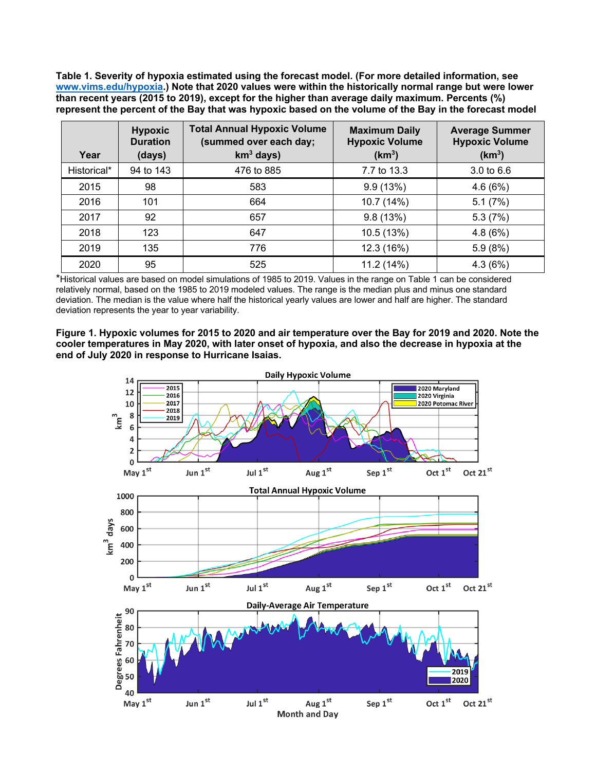**Table 1. Severity of hypoxia estimated using the forecast model. (For more detailed information, see [www.vims.edu/hypoxia](www.vims.edu/hypoxia).) Note that 2020 values were within the historically normal range but were lower than recent years (2015 to 2019), except for the higher than average daily maximum. Percents (%) represent the percent of the Bay that was hypoxic based on the volume of the Bay in the forecast model**

| Year | Hypoxic Duration (days) | Total Annual Hypoxic Volume (summed over each day; $km^3$ days) | Maximum Daily Hypoxic Volume ($km^3$) | Average Summer Hypoxic Volume ($km^3$) |
|---|---|---|---|---|
| Historical* | 94 to 143 | 476 to 885 | 7.7 to 13.3 | 3.0 to 6.6 |
| 2015 | 98 | 583 | 9.9 (13%) | 4.6 (6%) |
| 2016 | 101 | 664 | 10.7 (14%) | 5.1 (7%) |
| 2017 | 92 | 657 | 9.8 (13%) | 5.3 (7%) |
| 2018 | 123 | 647 | 10.5 (13%) | 4.8 (6%) |
| 2019 | 135 | 776 | 12.3 (16%) | 5.9 (8%) |
| 2020 | 95 | 525 | 11.2 (14%) | 4.3 (6%) |

*Historical values are based on model simulations of 1985 to 2019. Values in the range on Table 1 can be considered relatively normal, based on the 1985 to 2019 modeled values. The range is the median plus and minus one standard deviation. The median is the value where half the historical yearly values are lower and half are higher. The standard deviation represents the year to year variability.

**Figure 1. Hypoxic volumes for 2015 to 2020 and air temperature over the Bay for 2019 and 2020. Note the cooler temperatures in May 2020, with later onset of hypoxia, and also the decrease in hypoxia at the end of July 2020 in response to Hurricane Isaias.**

Daily Hypoxic Volume

$km^3$

0 2 4 6 8 10 12 14

2015
2016
2017
2018
2019

2020 Maryland
2020 Virginia
2020 Potomac River

May 1st Jun 1st Jul 1st Aug 1st Sep 1st Oct 1st Oct 21st

Total Annual Hypoxic Volume

$km^3$ days

0 200 400 600 800 1000

May 1st Jun 1st Jul 1st Aug 1st Sep 1st Oct 1st Oct 21st

Daily-Average Air Temperature

Degrees Fahrenheit

40 50 60 70 80 90

2019
2020

May 1st Jun 1st Jul 1st Aug 1st Sep 1st Oct 1st Oct 21st

Month and Day